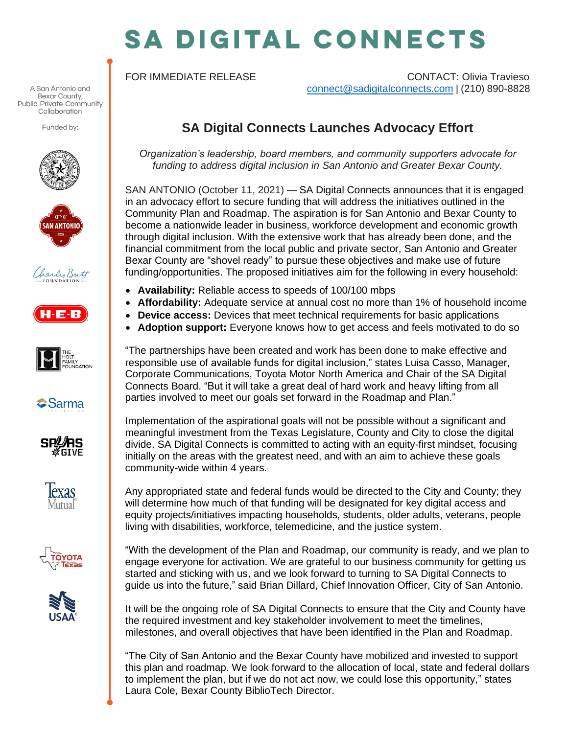# SA DIGITAL CONNECTS

A San Antonio and Bexar County, Public-Private-Community Collaboration

Funded by:

FOR IMMEDIATE RELEASE

CONTACT: Olivia Travieso
connect@sadigitalconnects.com | (210) 890-8828

## SA Digital Connects Launches Advocacy Effort

*Organization's leadership, board members, and community supporters advocate for funding to address digital inclusion in San Antonio and Greater Bexar County.*

SAN ANTONIO (October 11, 2021) — SA Digital Connects announces that it is engaged in an advocacy effort to secure funding that will address the initiatives outlined in the Community Plan and Roadmap. The aspiration is for San Antonio and Bexar County to become a nationwide leader in business, workforce development and economic growth through digital inclusion. With the extensive work that has already been done, and the financial commitment from the local public and private sector, San Antonio and Greater Bexar County are "shovel ready" to pursue these objectives and make use of future funding/opportunities. The proposed initiatives aim for the following in every household:

- **Availability:** Reliable access to speeds of 100/100 mbps
- **Affordability:** Adequate service at annual cost no more than 1% of household income
- **Device access:** Devices that meet technical requirements for basic applications
- **Adoption support:** Everyone knows how to get access and feels motivated to do so

"The partnerships have been created and work has been done to make effective and responsible use of available funds for digital inclusion," states Luisa Casso, Manager, Corporate Communications, Toyota Motor North America and Chair of the SA Digital Connects Board. "But it will take a great deal of hard work and heavy lifting from all parties involved to meet our goals set forward in the Roadmap and Plan."

Implementation of the aspirational goals will not be possible without a significant and meaningful investment from the Texas Legislature, County and City to close the digital divide. SA Digital Connects is committed to acting with an equity-first mindset, focusing initially on the areas with the greatest need, and with an aim to achieve these goals community-wide within 4 years.

Any appropriated state and federal funds would be directed to the City and County; they will determine how much of that funding will be designated for key digital access and equity projects/initiatives impacting households, students, older adults, veterans, people living with disabilities, workforce, telemedicine, and the justice system.

"With the development of the Plan and Roadmap, our community is ready, and we plan to engage everyone for activation. We are grateful to our business community for getting us started and sticking with us, and we look forward to turning to SA Digital Connects to guide us into the future," said Brian Dillard, Chief Innovation Officer, City of San Antonio.

It will be the ongoing role of SA Digital Connects to ensure that the City and County have the required investment and key stakeholder involvement to meet the timelines, milestones, and overall objectives that have been identified in the Plan and Roadmap.

"The City of San Antonio and the Bexar County have mobilized and invested to support this plan and roadmap. We look forward to the allocation of local, state and federal dollars to implement the plan, but if we do not act now, we could lose this opportunity," states Laura Cole, Bexar County BiblioTech Director.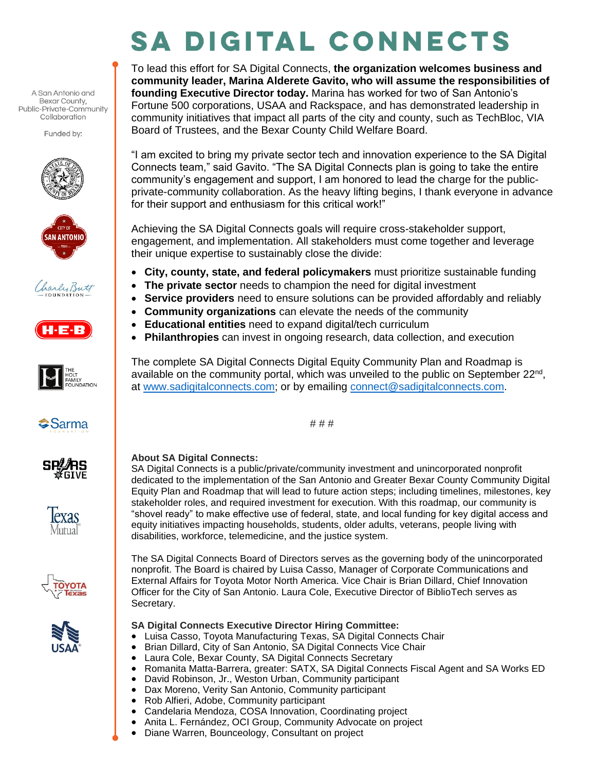# SA DIGITAL CONNECTS

A San Antonio and Bexar County, Public-Private-Community Collaboration

Funded by:

To lead this effort for SA Digital Connects, **the organization welcomes business and community leader, Marina Alderete Gavito, who will assume the responsibilities of founding Executive Director today.** Marina has worked for two of San Antonio's Fortune 500 corporations, USAA and Rackspace, and has demonstrated leadership in community initiatives that impact all parts of the city and county, such as TechBloc, VIA Board of Trustees, and the Bexar County Child Welfare Board.

"I am excited to bring my private sector tech and innovation experience to the SA Digital Connects team," said Gavito. "The SA Digital Connects plan is going to take the entire community's engagement and support, I am honored to lead the charge for the public-private-community collaboration. As the heavy lifting begins, I thank everyone in advance for their support and enthusiasm for this critical work!"

Achieving the SA Digital Connects goals will require cross-stakeholder support, engagement, and implementation. All stakeholders must come together and leverage their unique expertise to sustainably close the divide:

- **City, county, state, and federal policymakers** must prioritize sustainable funding
- **The private sector** needs to champion the need for digital investment
- **Service providers** need to ensure solutions can be provided affordably and reliably
- **Community organizations** can elevate the needs of the community
- **Educational entities** need to expand digital/tech curriculum
- **Philanthropies** can invest in ongoing research, data collection, and execution

The complete SA Digital Connects Digital Equity Community Plan and Roadmap is available on the community portal, which was unveiled to the public on September 22nd, at www.sadigitalconnects.com; or by emailing connect@sadigitalconnects.com.

# # #

**About SA Digital Connects:**
SA Digital Connects is a public/private/community investment and unincorporated nonprofit dedicated to the implementation of the San Antonio and Greater Bexar County Community Digital Equity Plan and Roadmap that will lead to future action steps; including timelines, milestones, key stakeholder roles, and required investment for execution. With this roadmap, our community is "shovel ready" to make effective use of federal, state, and local funding for key digital access and equity initiatives impacting households, students, older adults, veterans, people living with disabilities, workforce, telemedicine, and the justice system.

The SA Digital Connects Board of Directors serves as the governing body of the unincorporated nonprofit. The Board is chaired by Luisa Casso, Manager of Corporate Communications and External Affairs for Toyota Motor North America. Vice Chair is Brian Dillard, Chief Innovation Officer for the City of San Antonio. Laura Cole, Executive Director of BiblioTech serves as Secretary.

**SA Digital Connects Executive Director Hiring Committee:**
- Luisa Casso, Toyota Manufacturing Texas, SA Digital Connects Chair
- Brian Dillard, City of San Antonio, SA Digital Connects Vice Chair
- Laura Cole, Bexar County, SA Digital Connects Secretary
- Romanita Matta-Barrera, greater: SATX, SA Digital Connects Fiscal Agent and SA Works ED
- David Robinson, Jr., Weston Urban, Community participant
- Dax Moreno, Verity San Antonio, Community participant
- Rob Alfieri, Adobe, Community participant
- Candelaria Mendoza, COSA Innovation, Coordinating project
- Anita L. Fernández, OCI Group, Community Advocate on project
- Diane Warren, Bounceology, Consultant on project